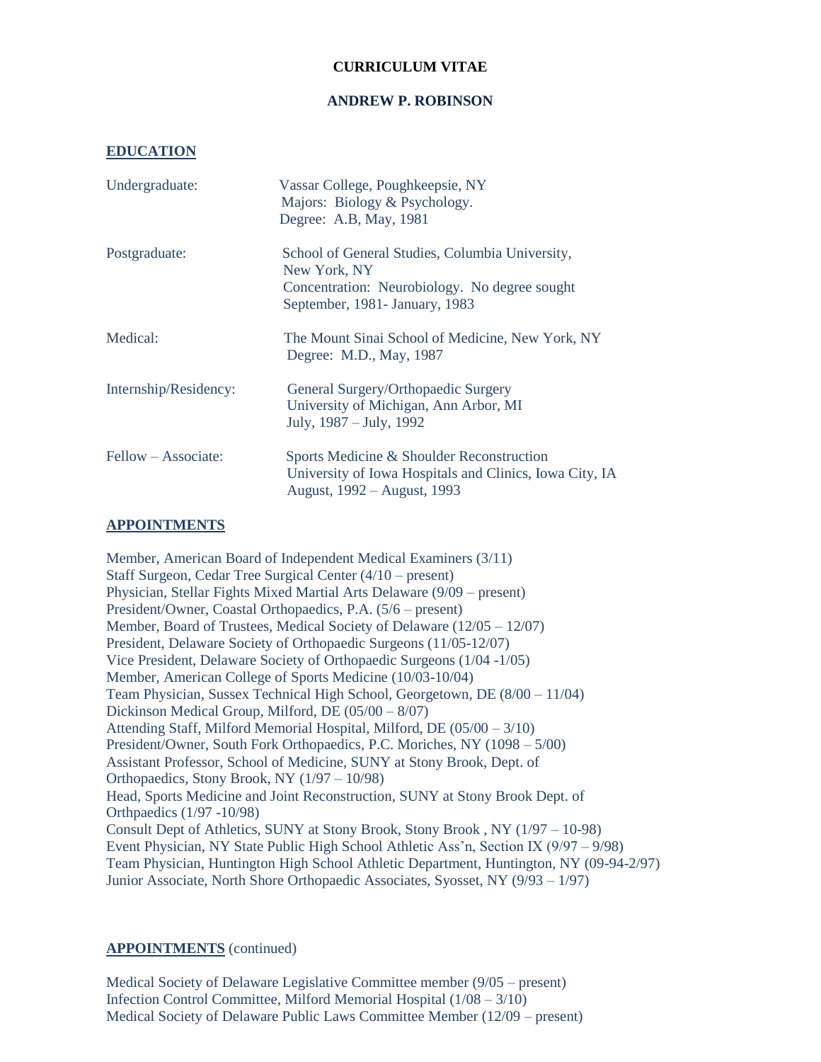# CURRICULUM VITAE

## ANDREW P. ROBINSON

## EDUCATION

| | |
|---|---|
| Undergraduate: | Vassar College, Poughkeepsie, NY<br>Majors: Biology & Psychology.<br>Degree: A.B, May, 1981 |
| Postgraduate: | School of General Studies, Columbia University, New York, NY<br>Concentration: Neurobiology. No degree sought<br>September, 1981- January, 1983 |
| Medical: | The Mount Sinai School of Medicine, New York, NY<br>Degree: M.D., May, 1987 |
| Internship/Residency: | General Surgery/Orthopaedic Surgery<br>University of Michigan, Ann Arbor, MI<br>July, 1987 – July, 1992 |
| Fellow – Associate: | Sports Medicine & Shoulder Reconstruction<br>University of Iowa Hospitals and Clinics, Iowa City, IA<br>August, 1992 – August, 1993 |

## APPOINTMENTS

Member, American Board of Independent Medical Examiners (3/11)
Staff Surgeon, Cedar Tree Surgical Center (4/10 – present)
Physician, Stellar Fights Mixed Martial Arts Delaware (9/09 – present)
President/Owner, Coastal Orthopaedics, P.A. (5/6 – present)
Member, Board of Trustees, Medical Society of Delaware (12/05 – 12/07)
President, Delaware Society of Orthopaedic Surgeons (11/05-12/07)
Vice President, Delaware Society of Orthopaedic Surgeons (1/04 -1/05)
Member, American College of Sports Medicine (10/03-10/04)
Team Physician, Sussex Technical High School, Georgetown, DE (8/00 – 11/04)
Dickinson Medical Group, Milford, DE (05/00 – 8/07)
Attending Staff, Milford Memorial Hospital, Milford, DE (05/00 – 3/10)
President/Owner, South Fork Orthopaedics, P.C. Moriches, NY (1098 – 5/00)
Assistant Professor, School of Medicine, SUNY at Stony Brook, Dept. of Orthopaedics, Stony Brook, NY (1/97 – 10/98)
Head, Sports Medicine and Joint Reconstruction, SUNY at Stony Brook Dept. of Orthpaedics (1/97 -10/98)
Consult Dept of Athletics, SUNY at Stony Brook, Stony Brook , NY (1/97 – 10-98)
Event Physician, NY State Public High School Athletic Ass'n, Section IX (9/97 – 9/98)
Team Physician, Huntington High School Athletic Department, Huntington, NY (09-94-2/97)
Junior Associate, North Shore Orthopaedic Associates, Syosset, NY (9/93 – 1/97)

## APPOINTMENTS (continued)

Medical Society of Delaware Legislative Committee member (9/05 – present)
Infection Control Committee, Milford Memorial Hospital (1/08 – 3/10)
Medical Society of Delaware Public Laws Committee Member (12/09 – present)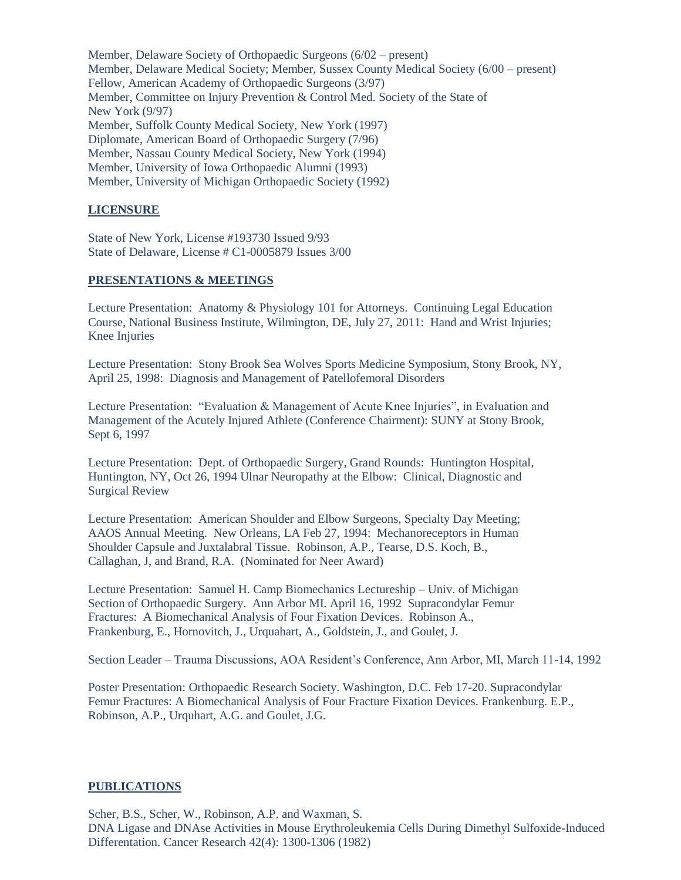Member, Delaware Society of Orthopaedic Surgeons (6/02 – present)
Member, Delaware Medical Society; Member, Sussex County Medical Society (6/00 – present)
Fellow, American Academy of Orthopaedic Surgeons (3/97)
Member, Committee on Injury Prevention & Control Med. Society of the State of New York (9/97)
Member, Suffolk County Medical Society, New York (1997)
Diplomate, American Board of Orthopaedic Surgery (7/96)
Member, Nassau County Medical Society, New York (1994)
Member, University of Iowa Orthopaedic Alumni (1993)
Member, University of Michigan Orthopaedic Society (1992)

## LICENSURE

State of New York, License #193730 Issued 9/93
State of Delaware, License # C1-0005879 Issues 3/00

## PRESENTATIONS & MEETINGS

Lecture Presentation: Anatomy & Physiology 101 for Attorneys. Continuing Legal Education Course, National Business Institute, Wilmington, DE, July 27, 2011: Hand and Wrist Injuries; Knee Injuries

Lecture Presentation: Stony Brook Sea Wolves Sports Medicine Symposium, Stony Brook, NY, April 25, 1998: Diagnosis and Management of Patellofemoral Disorders

Lecture Presentation: "Evaluation & Management of Acute Knee Injuries", in Evaluation and Management of the Acutely Injured Athlete (Conference Chairment): SUNY at Stony Brook, Sept 6, 1997

Lecture Presentation: Dept. of Orthopaedic Surgery, Grand Rounds: Huntington Hospital, Huntington, NY, Oct 26, 1994 Ulnar Neuropathy at the Elbow: Clinical, Diagnostic and Surgical Review

Lecture Presentation: American Shoulder and Elbow Surgeons, Specialty Day Meeting; AAOS Annual Meeting. New Orleans, LA Feb 27, 1994: Mechanoreceptors in Human Shoulder Capsule and Juxtalabral Tissue. Robinson, A.P., Tearse, D.S. Koch, B., Callaghan, J, and Brand, R.A. (Nominated for Neer Award)

Lecture Presentation: Samuel H. Camp Biomechanics Lectureship – Univ. of Michigan Section of Orthopaedic Surgery. Ann Arbor MI. April 16, 1992 Supracondylar Femur Fractures: A Biomechanical Analysis of Four Fixation Devices. Robinson A., Frankenburg, E., Hornovitch, J., Urquahart, A., Goldstein, J., and Goulet, J.

Section Leader – Trauma Discussions, AOA Resident's Conference, Ann Arbor, MI, March 11-14, 1992

Poster Presentation: Orthopaedic Research Society. Washington, D.C. Feb 17-20. Supracondylar Femur Fractures: A Biomechanical Analysis of Four Fracture Fixation Devices. Frankenburg. E.P., Robinson, A.P., Urquhart, A.G. and Goulet, J.G.

## PUBLICATIONS

Scher, B.S., Scher, W., Robinson, A.P. and Waxman, S.
DNA Ligase and DNAse Activities in Mouse Erythroleukemia Cells During Dimethyl Sulfoxide-Induced Differentation. Cancer Research 42(4): 1300-1306 (1982)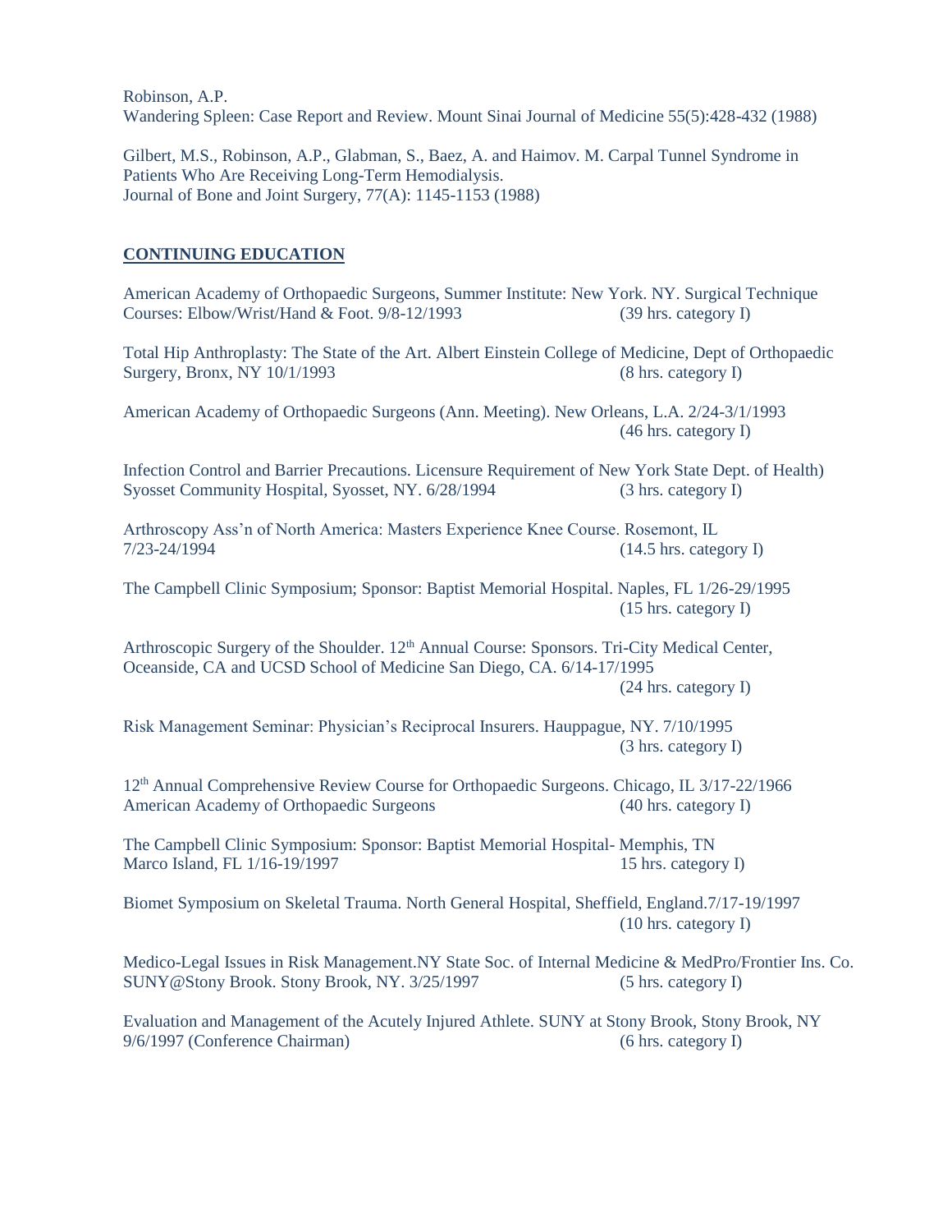Robinson, A.P.
Wandering Spleen: Case Report and Review. Mount Sinai Journal of Medicine 55(5):428-432 (1988)

Gilbert, M.S., Robinson, A.P., Glabman, S., Baez, A. and Haimov. M. Carpal Tunnel Syndrome in Patients Who Are Receiving Long-Term Hemodialysis.
Journal of Bone and Joint Surgery, 77(A): 1145-1153 (1988)

## CONTINUING EDUCATION

American Academy of Orthopaedic Surgeons, Summer Institute: New York. NY. Surgical Technique Courses: Elbow/Wrist/Hand & Foot. 9/8-12/1993 (39 hrs. category I)

Total Hip Anthroplasty: The State of the Art. Albert Einstein College of Medicine, Dept of Orthopaedic Surgery, Bronx, NY 10/1/1993 (8 hrs. category I)

American Academy of Orthopaedic Surgeons (Ann. Meeting). New Orleans, L.A. 2/24-3/1/1993 (46 hrs. category I)

Infection Control and Barrier Precautions. Licensure Requirement of New York State Dept. of Health) Syosset Community Hospital, Syosset, NY. 6/28/1994 (3 hrs. category I)

Arthroscopy Ass'n of North America: Masters Experience Knee Course. Rosemont, IL 7/23-24/1994 (14.5 hrs. category I)

The Campbell Clinic Symposium; Sponsor: Baptist Memorial Hospital. Naples, FL 1/26-29/1995 (15 hrs. category I)

Arthroscopic Surgery of the Shoulder. 12th Annual Course: Sponsors. Tri-City Medical Center, Oceanside, CA and UCSD School of Medicine San Diego, CA. 6/14-17/1995 (24 hrs. category I)

Risk Management Seminar: Physician's Reciprocal Insurers. Hauppague, NY. 7/10/1995 (3 hrs. category I)

12th Annual Comprehensive Review Course for Orthopaedic Surgeons. Chicago, IL 3/17-22/1966 American Academy of Orthopaedic Surgeons (40 hrs. category I)

The Campbell Clinic Symposium: Sponsor: Baptist Memorial Hospital- Memphis, TN Marco Island, FL 1/16-19/1997 15 hrs. category I)

Biomet Symposium on Skeletal Trauma. North General Hospital, Sheffield, England.7/17-19/1997 (10 hrs. category I)

Medico-Legal Issues in Risk Management.NY State Soc. of Internal Medicine & MedPro/Frontier Ins. Co. SUNY@Stony Brook. Stony Brook, NY. 3/25/1997 (5 hrs. category I)

Evaluation and Management of the Acutely Injured Athlete. SUNY at Stony Brook, Stony Brook, NY 9/6/1997 (Conference Chairman) (6 hrs. category I)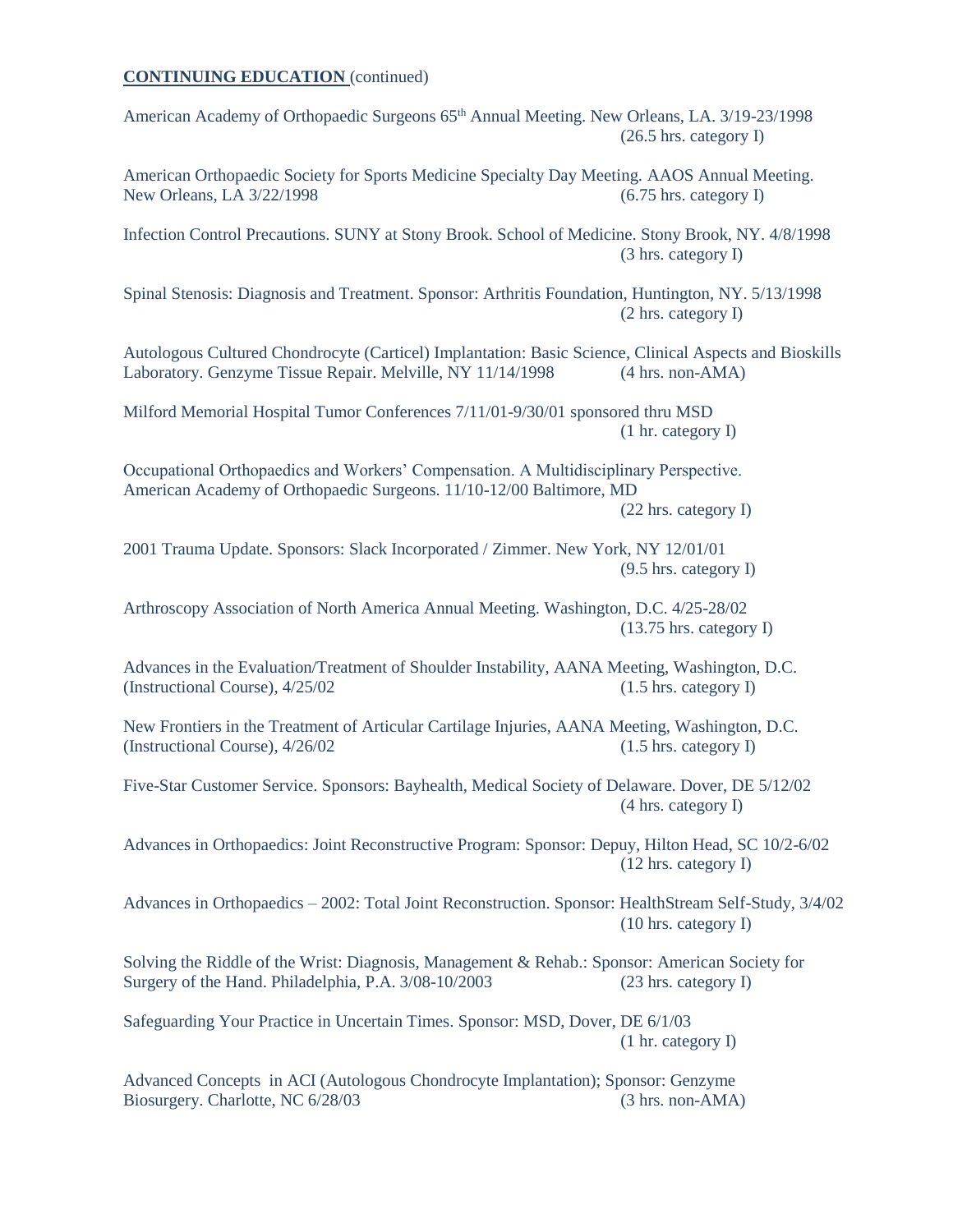**CONTINUING EDUCATION** (continued)

American Academy of Orthopaedic Surgeons 65th Annual Meeting. New Orleans, LA. 3/19-23/1998
(26.5 hrs. category I)

American Orthopaedic Society for Sports Medicine Specialty Day Meeting. AAOS Annual Meeting. New Orleans, LA 3/22/1998 (6.75 hrs. category I)

Infection Control Precautions. SUNY at Stony Brook. School of Medicine. Stony Brook, NY. 4/8/1998
(3 hrs. category I)

Spinal Stenosis: Diagnosis and Treatment. Sponsor: Arthritis Foundation, Huntington, NY. 5/13/1998
(2 hrs. category I)

Autologous Cultured Chondrocyte (Carticel) Implantation: Basic Science, Clinical Aspects and Bioskills Laboratory. Genzyme Tissue Repair. Melville, NY 11/14/1998 (4 hrs. non-AMA)

Milford Memorial Hospital Tumor Conferences 7/11/01-9/30/01 sponsored thru MSD
(1 hr. category I)

Occupational Orthopaedics and Workers' Compensation. A Multidisciplinary Perspective. American Academy of Orthopaedic Surgeons. 11/10-12/00 Baltimore, MD
(22 hrs. category I)

2001 Trauma Update. Sponsors: Slack Incorporated / Zimmer. New York, NY 12/01/01
(9.5 hrs. category I)

Arthroscopy Association of North America Annual Meeting. Washington, D.C. 4/25-28/02
(13.75 hrs. category I)

Advances in the Evaluation/Treatment of Shoulder Instability, AANA Meeting, Washington, D.C. (Instructional Course), 4/25/02 (1.5 hrs. category I)

New Frontiers in the Treatment of Articular Cartilage Injuries, AANA Meeting, Washington, D.C. (Instructional Course), 4/26/02 (1.5 hrs. category I)

Five-Star Customer Service. Sponsors: Bayhealth, Medical Society of Delaware. Dover, DE 5/12/02
(4 hrs. category I)

Advances in Orthopaedics: Joint Reconstructive Program: Sponsor: Depuy, Hilton Head, SC 10/2-6/02
(12 hrs. category I)

Advances in Orthopaedics – 2002: Total Joint Reconstruction. Sponsor: HealthStream Self-Study, 3/4/02
(10 hrs. category I)

Solving the Riddle of the Wrist: Diagnosis, Management & Rehab.: Sponsor: American Society for Surgery of the Hand. Philadelphia, P.A. 3/08-10/2003 (23 hrs. category I)

Safeguarding Your Practice in Uncertain Times. Sponsor: MSD, Dover, DE 6/1/03
(1 hr. category I)

Advanced Concepts in ACI (Autologous Chondrocyte Implantation); Sponsor: Genzyme Biosurgery. Charlotte, NC 6/28/03 (3 hrs. non-AMA)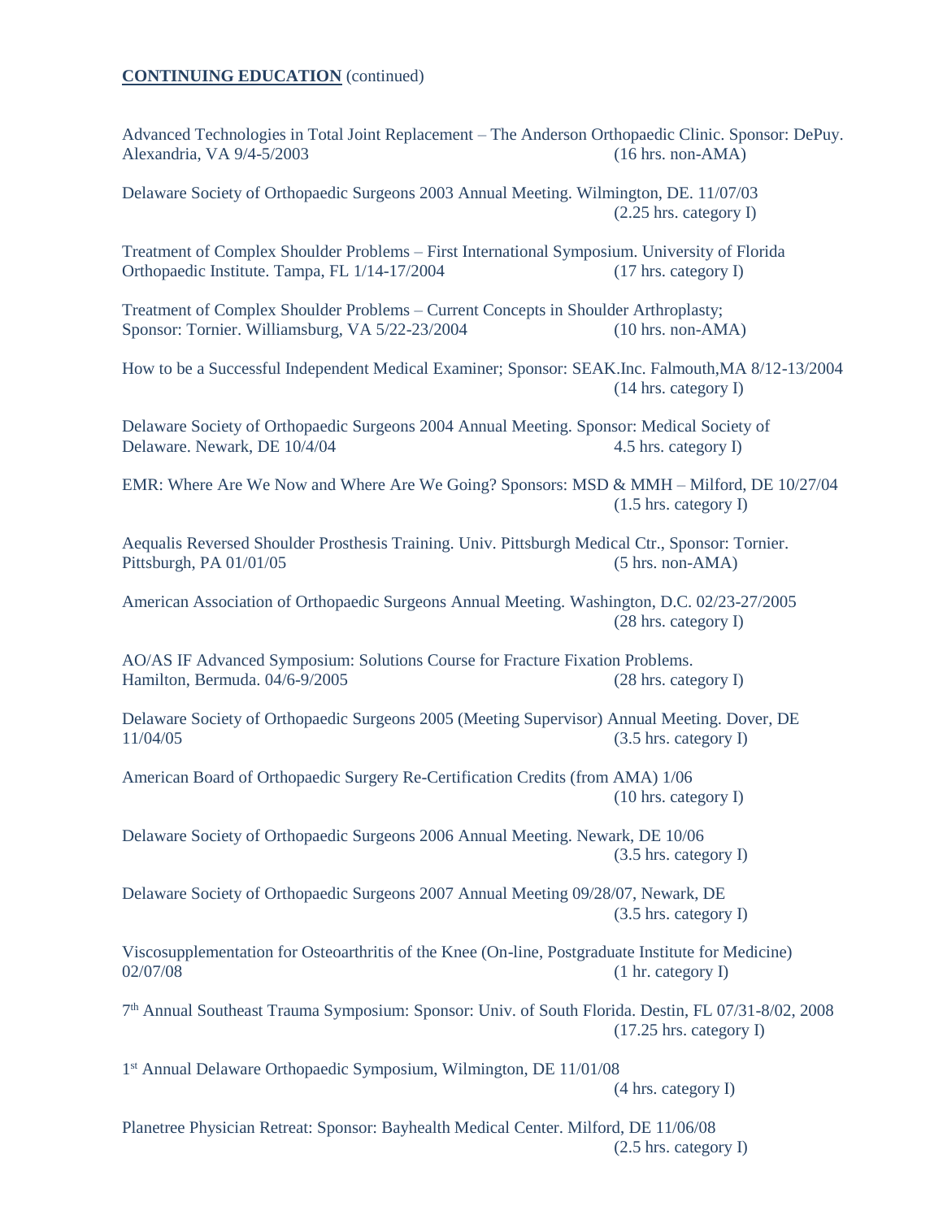**CONTINUING EDUCATION** (continued)

Advanced Technologies in Total Joint Replacement – The Anderson Orthopaedic Clinic. Sponsor: DePuy. Alexandria, VA 9/4-5/2003 (16 hrs. non-AMA)

Delaware Society of Orthopaedic Surgeons 2003 Annual Meeting. Wilmington, DE. 11/07/03 (2.25 hrs. category I)

Treatment of Complex Shoulder Problems – First International Symposium. University of Florida Orthopaedic Institute. Tampa, FL 1/14-17/2004 (17 hrs. category I)

Treatment of Complex Shoulder Problems – Current Concepts in Shoulder Arthroplasty; Sponsor: Tornier. Williamsburg, VA 5/22-23/2004 (10 hrs. non-AMA)

How to be a Successful Independent Medical Examiner; Sponsor: SEAK.Inc. Falmouth,MA 8/12-13/2004 (14 hrs. category I)

Delaware Society of Orthopaedic Surgeons 2004 Annual Meeting. Sponsor: Medical Society of Delaware. Newark, DE 10/4/04 4.5 hrs. category I)

EMR: Where Are We Now and Where Are We Going? Sponsors: MSD & MMH – Milford, DE 10/27/04 (1.5 hrs. category I)

Aequalis Reversed Shoulder Prosthesis Training. Univ. Pittsburgh Medical Ctr., Sponsor: Tornier. Pittsburgh, PA 01/01/05 (5 hrs. non-AMA)

American Association of Orthopaedic Surgeons Annual Meeting. Washington, D.C. 02/23-27/2005 (28 hrs. category I)

AO/AS IF Advanced Symposium: Solutions Course for Fracture Fixation Problems. Hamilton, Bermuda. 04/6-9/2005 (28 hrs. category I)

Delaware Society of Orthopaedic Surgeons 2005 (Meeting Supervisor) Annual Meeting. Dover, DE 11/04/05 (3.5 hrs. category I)

American Board of Orthopaedic Surgery Re-Certification Credits (from AMA) 1/06 (10 hrs. category I)

Delaware Society of Orthopaedic Surgeons 2006 Annual Meeting. Newark, DE 10/06 (3.5 hrs. category I)

Delaware Society of Orthopaedic Surgeons 2007 Annual Meeting 09/28/07, Newark, DE (3.5 hrs. category I)

Viscosupplementation for Osteoarthritis of the Knee (On-line, Postgraduate Institute for Medicine) 02/07/08 (1 hr. category I)

7th Annual Southeast Trauma Symposium: Sponsor: Univ. of South Florida. Destin, FL 07/31-8/02, 2008 (17.25 hrs. category I)

1st Annual Delaware Orthopaedic Symposium, Wilmington, DE 11/01/08 (4 hrs. category I)

Planetree Physician Retreat: Sponsor: Bayhealth Medical Center. Milford, DE 11/06/08 (2.5 hrs. category I)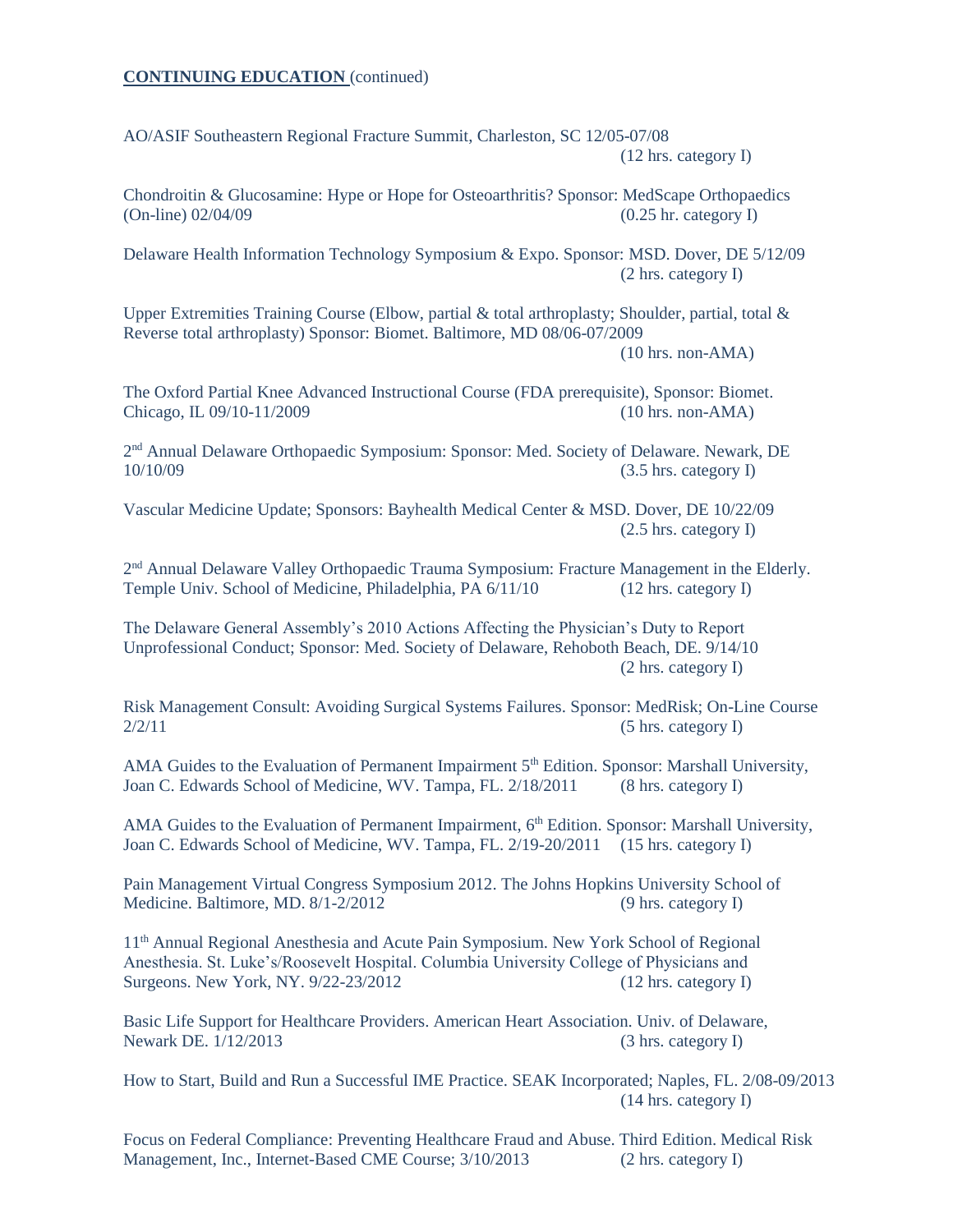**CONTINUING EDUCATION** (continued)

AO/ASIF Southeastern Regional Fracture Summit, Charleston, SC 12/05-07/08
(12 hrs. category I)

Chondroitin & Glucosamine: Hype or Hope for Osteoarthritis? Sponsor: MedScape Orthopaedics (On-line) 02/04/09 (0.25 hr. category I)

Delaware Health Information Technology Symposium & Expo. Sponsor: MSD. Dover, DE 5/12/09
(2 hrs. category I)

Upper Extremities Training Course (Elbow, partial & total arthroplasty; Shoulder, partial, total & Reverse total arthroplasty) Sponsor: Biomet. Baltimore, MD 08/06-07/2009
(10 hrs. non-AMA)

The Oxford Partial Knee Advanced Instructional Course (FDA prerequisite), Sponsor: Biomet. Chicago, IL 09/10-11/2009 (10 hrs. non-AMA)

2nd Annual Delaware Orthopaedic Symposium: Sponsor: Med. Society of Delaware. Newark, DE 10/10/09 (3.5 hrs. category I)

Vascular Medicine Update; Sponsors: Bayhealth Medical Center & MSD. Dover, DE 10/22/09
(2.5 hrs. category I)

2nd Annual Delaware Valley Orthopaedic Trauma Symposium: Fracture Management in the Elderly. Temple Univ. School of Medicine, Philadelphia, PA 6/11/10 (12 hrs. category I)

The Delaware General Assembly's 2010 Actions Affecting the Physician's Duty to Report Unprofessional Conduct; Sponsor: Med. Society of Delaware, Rehoboth Beach, DE. 9/14/10
(2 hrs. category I)

Risk Management Consult: Avoiding Surgical Systems Failures. Sponsor: MedRisk; On-Line Course 2/2/11 (5 hrs. category I)

AMA Guides to the Evaluation of Permanent Impairment 5th Edition. Sponsor: Marshall University, Joan C. Edwards School of Medicine, WV. Tampa, FL. 2/18/2011 (8 hrs. category I)

AMA Guides to the Evaluation of Permanent Impairment, 6th Edition. Sponsor: Marshall University, Joan C. Edwards School of Medicine, WV. Tampa, FL. 2/19-20/2011 (15 hrs. category I)

Pain Management Virtual Congress Symposium 2012. The Johns Hopkins University School of Medicine. Baltimore, MD. 8/1-2/2012 (9 hrs. category I)

11th Annual Regional Anesthesia and Acute Pain Symposium. New York School of Regional Anesthesia. St. Luke's/Roosevelt Hospital. Columbia University College of Physicians and Surgeons. New York, NY. 9/22-23/2012 (12 hrs. category I)

Basic Life Support for Healthcare Providers. American Heart Association. Univ. of Delaware, Newark DE. 1/12/2013 (3 hrs. category I)

How to Start, Build and Run a Successful IME Practice. SEAK Incorporated; Naples, FL. 2/08-09/2013
(14 hrs. category I)

Focus on Federal Compliance: Preventing Healthcare Fraud and Abuse. Third Edition. Medical Risk Management, Inc., Internet-Based CME Course; 3/10/2013 (2 hrs. category I)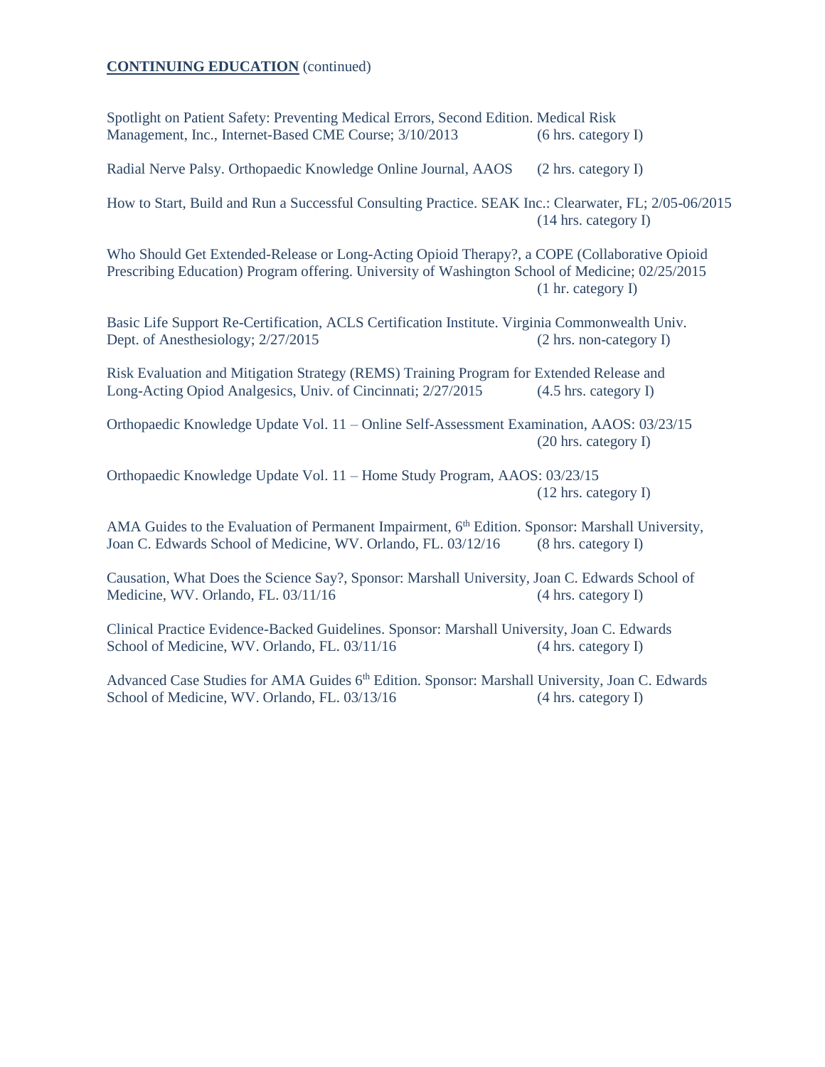**CONTINUING EDUCATION** (continued)

Spotlight on Patient Safety: Preventing Medical Errors, Second Edition. Medical Risk Management, Inc., Internet-Based CME Course; 3/10/2013 (6 hrs. category I)

Radial Nerve Palsy. Orthopaedic Knowledge Online Journal, AAOS (2 hrs. category I)

How to Start, Build and Run a Successful Consulting Practice. SEAK Inc.: Clearwater, FL; 2/05-06/2015 (14 hrs. category I)

Who Should Get Extended-Release or Long-Acting Opioid Therapy?, a COPE (Collaborative Opioid Prescribing Education) Program offering. University of Washington School of Medicine; 02/25/2015 (1 hr. category I)

Basic Life Support Re-Certification, ACLS Certification Institute. Virginia Commonwealth Univ. Dept. of Anesthesiology; 2/27/2015 (2 hrs. non-category I)

Risk Evaluation and Mitigation Strategy (REMS) Training Program for Extended Release and Long-Acting Opiod Analgesics, Univ. of Cincinnati; 2/27/2015 (4.5 hrs. category I)

Orthopaedic Knowledge Update Vol. 11 – Online Self-Assessment Examination, AAOS: 03/23/15 (20 hrs. category I)

Orthopaedic Knowledge Update Vol. 11 – Home Study Program, AAOS: 03/23/15 (12 hrs. category I)

AMA Guides to the Evaluation of Permanent Impairment, 6th Edition. Sponsor: Marshall University, Joan C. Edwards School of Medicine, WV. Orlando, FL. 03/12/16 (8 hrs. category I)

Causation, What Does the Science Say?, Sponsor: Marshall University, Joan C. Edwards School of Medicine, WV. Orlando, FL. 03/11/16 (4 hrs. category I)

Clinical Practice Evidence-Backed Guidelines. Sponsor: Marshall University, Joan C. Edwards School of Medicine, WV. Orlando, FL. 03/11/16 (4 hrs. category I)

Advanced Case Studies for AMA Guides 6th Edition. Sponsor: Marshall University, Joan C. Edwards School of Medicine, WV. Orlando, FL. 03/13/16 (4 hrs. category I)